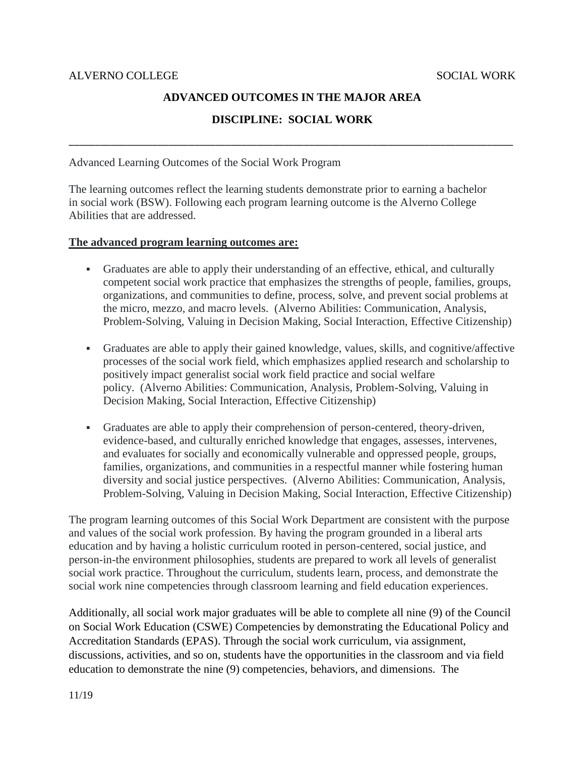ALVERNO COLLEGE SOCIAL WORK

# ADVANCED OUTCOMES IN THE MAJOR AREA

## DISCIPLINE: SOCIAL WORK

---

Advanced Learning Outcomes of the Social Work Program

The learning outcomes reflect the learning students demonstrate prior to earning a bachelor in social work (BSW). Following each program learning outcome is the Alverno College Abilities that are addressed.

**The advanced program learning outcomes are:**

- Graduates are able to apply their understanding of an effective, ethical, and culturally competent social work practice that emphasizes the strengths of people, families, groups, organizations, and communities to define, process, solve, and prevent social problems at the micro, mezzo, and macro levels. (Alverno Abilities: Communication, Analysis, Problem-Solving, Valuing in Decision Making, Social Interaction, Effective Citizenship)

- Graduates are able to apply their gained knowledge, values, skills, and cognitive/affective processes of the social work field, which emphasizes applied research and scholarship to positively impact generalist social work field practice and social welfare policy. (Alverno Abilities: Communication, Analysis, Problem-Solving, Valuing in Decision Making, Social Interaction, Effective Citizenship)

- Graduates are able to apply their comprehension of person-centered, theory-driven, evidence-based, and culturally enriched knowledge that engages, assesses, intervenes, and evaluates for socially and economically vulnerable and oppressed people, groups, families, organizations, and communities in a respectful manner while fostering human diversity and social justice perspectives. (Alverno Abilities: Communication, Analysis, Problem-Solving, Valuing in Decision Making, Social Interaction, Effective Citizenship)

The program learning outcomes of this Social Work Department are consistent with the purpose and values of the social work profession. By having the program grounded in a liberal arts education and by having a holistic curriculum rooted in person-centered, social justice, and person-in-the environment philosophies, students are prepared to work all levels of generalist social work practice. Throughout the curriculum, students learn, process, and demonstrate the social work nine competencies through classroom learning and field education experiences.

Additionally, all social work major graduates will be able to complete all nine (9) of the Council on Social Work Education (CSWE) Competencies by demonstrating the Educational Policy and Accreditation Standards (EPAS). Through the social work curriculum, via assignment, discussions, activities, and so on, students have the opportunities in the classroom and via field education to demonstrate the nine (9) competencies, behaviors, and dimensions. The

11/19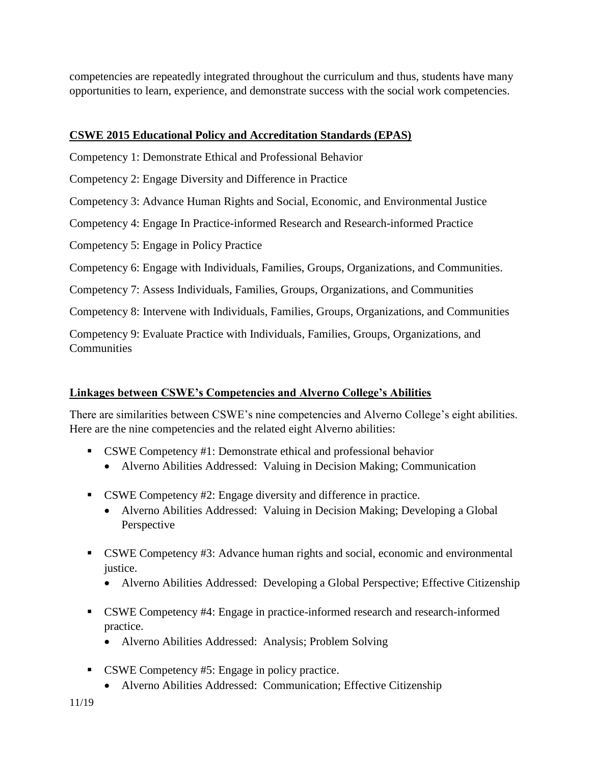competencies are repeatedly integrated throughout the curriculum and thus, students have many opportunities to learn, experience, and demonstrate success with the social work competencies.

## CSWE 2015 Educational Policy and Accreditation Standards (EPAS)

Competency 1: Demonstrate Ethical and Professional Behavior

Competency 2: Engage Diversity and Difference in Practice

Competency 3: Advance Human Rights and Social, Economic, and Environmental Justice

Competency 4: Engage In Practice-informed Research and Research-informed Practice

Competency 5: Engage in Policy Practice

Competency 6: Engage with Individuals, Families, Groups, Organizations, and Communities.

Competency 7: Assess Individuals, Families, Groups, Organizations, and Communities

Competency 8: Intervene with Individuals, Families, Groups, Organizations, and Communities

Competency 9: Evaluate Practice with Individuals, Families, Groups, Organizations, and Communities

## Linkages between CSWE's Competencies and Alverno College's Abilities

There are similarities between CSWE's nine competencies and Alverno College's eight abilities. Here are the nine competencies and the related eight Alverno abilities:

- CSWE Competency #1: Demonstrate ethical and professional behavior
  - Alverno Abilities Addressed: Valuing in Decision Making; Communication
- CSWE Competency #2: Engage diversity and difference in practice.
  - Alverno Abilities Addressed: Valuing in Decision Making; Developing a Global Perspective
- CSWE Competency #3: Advance human rights and social, economic and environmental justice.
  - Alverno Abilities Addressed: Developing a Global Perspective; Effective Citizenship
- CSWE Competency #4: Engage in practice-informed research and research-informed practice.
  - Alverno Abilities Addressed: Analysis; Problem Solving
- CSWE Competency #5: Engage in policy practice.
  - Alverno Abilities Addressed: Communication; Effective Citizenship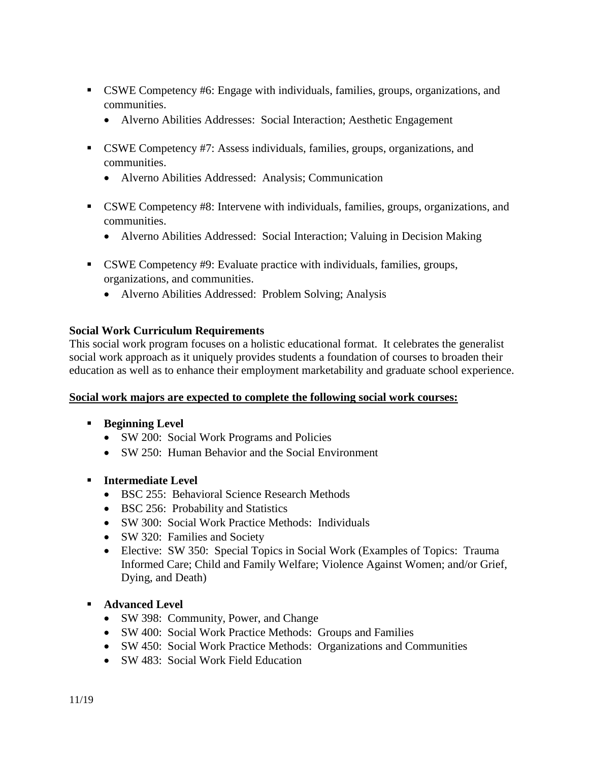- CSWE Competency #6: Engage with individuals, families, groups, organizations, and communities.
  - Alverno Abilities Addresses: Social Interaction; Aesthetic Engagement

- CSWE Competency #7: Assess individuals, families, groups, organizations, and communities.
  - Alverno Abilities Addressed: Analysis; Communication

- CSWE Competency #8: Intervene with individuals, families, groups, organizations, and communities.
  - Alverno Abilities Addressed: Social Interaction; Valuing in Decision Making

- CSWE Competency #9: Evaluate practice with individuals, families, groups, organizations, and communities.
  - Alverno Abilities Addressed: Problem Solving; Analysis

**Social Work Curriculum Requirements**

This social work program focuses on a holistic educational format. It celebrates the generalist social work approach as it uniquely provides students a foundation of courses to broaden their education as well as to enhance their employment marketability and graduate school experience.

**<u>Social work majors are expected to complete the following social work courses:</u>**

- **Beginning Level**
  - SW 200: Social Work Programs and Policies
  - SW 250: Human Behavior and the Social Environment

- **Intermediate Level**
  - BSC 255: Behavioral Science Research Methods
  - BSC 256: Probability and Statistics
  - SW 300: Social Work Practice Methods: Individuals
  - SW 320: Families and Society
  - Elective: SW 350: Special Topics in Social Work (Examples of Topics: Trauma Informed Care; Child and Family Welfare; Violence Against Women; and/or Grief, Dying, and Death)

- **Advanced Level**
  - SW 398: Community, Power, and Change
  - SW 400: Social Work Practice Methods: Groups and Families
  - SW 450: Social Work Practice Methods: Organizations and Communities
  - SW 483: Social Work Field Education

11/19